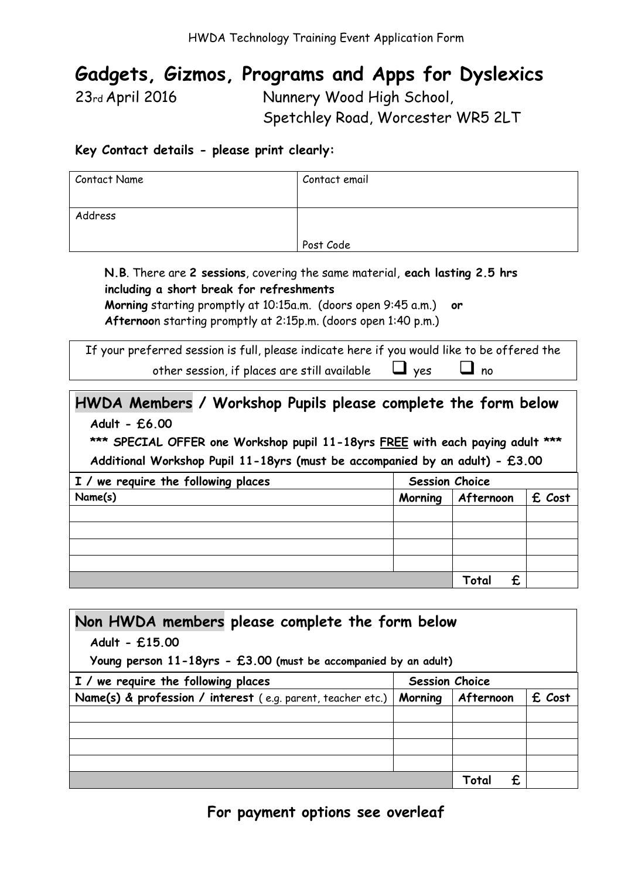HWDA Technology Training Event Application Form

# Gadgets, Gizmos, Programs and Apps for Dyslexics

23rd April 2016 — Nunnery Wood High School, Spetchley Road, Worcester WR5 2LT

**Key Contact details - please print clearly:**

| Contact Name | Contact email |
|---|---|
| Address | Post Code |

**N.B**. There are **2 sessions**, covering the same material, **each lasting 2.5 hrs including a short break for refreshments**
**Morning** starting promptly at 10:15a.m. (doors open 9:45 a.m.) **or**
**Afternoo**n starting promptly at 2:15p.m. (doors open 1:40 p.m.)

If your preferred session is full, please indicate here if you would like to be offered the other session, if places are still available ☐ yes ☐ no

## HWDA Members / Workshop Pupils please complete the form below

**Adult - £6.00**

**\*\*\* SPECIAL OFFER one Workshop pupil 11-18yrs FREE with each paying adult \*\*\***

**Additional Workshop Pupil 11-18yrs (must be accompanied by an adult) - £3.00**

| I / we require the following places | Session Choice | | |
|---|---|---|---|
| **Name(s)** | **Morning** | **Afternoon** | **£ Cost** |
| | | | |
| | | | |
| | | | |
| | | | |
| | | **Total £** | |

## Non HWDA members please complete the form below

**Adult - £15.00**

**Young person 11-18yrs - £3.00 (must be accompanied by an adult)**

| I / we require the following places | Session Choice | | |
|---|---|---|---|
| **Name(s) & profession / interest** ( e.g. parent, teacher etc.) | **Morning** | **Afternoon** | **£ Cost** |
| | | | |
| | | | |
| | | | |
| | | | |
| | | **Total £** | |

**For payment options see overleaf**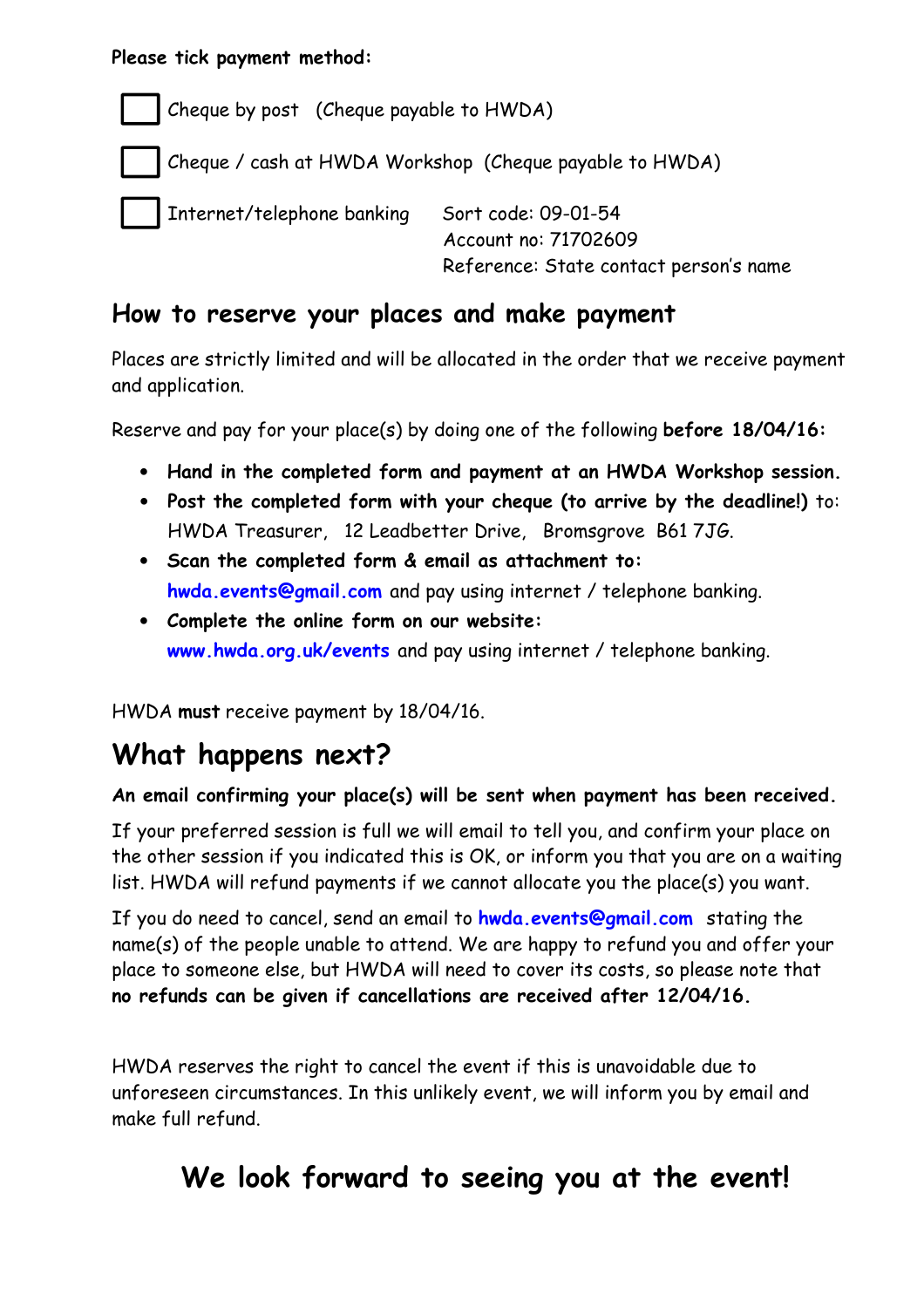**Please tick payment method:**

- ☐ Cheque by post (Cheque payable to HWDA)
- ☐ Cheque / cash at HWDA Workshop (Cheque payable to HWDA)
- ☐ Internet/telephone banking — Sort code: 09-01-54; Account no: 71702609; Reference: State contact person's name

## How to reserve your places and make payment

Places are strictly limited and will be allocated in the order that we receive payment and application.

Reserve and pay for your place(s) by doing one of the following **before 18/04/16:**

- **Hand in the completed form and payment at an HWDA Workshop session.**
- **Post the completed form with your cheque (to arrive by the deadline!)** to: HWDA Treasurer, 12 Leadbetter Drive, Bromsgrove B61 7JG.
- **Scan the completed form & email as attachment to:** **hwda.events@gmail.com** and pay using internet / telephone banking.
- **Complete the online form on our website:** **www.hwda.org.uk/events** and pay using internet / telephone banking.

HWDA **must** receive payment by 18/04/16.

## What happens next?

**An email confirming your place(s) will be sent when payment has been received.**

If your preferred session is full we will email to tell you, and confirm your place on the other session if you indicated this is OK, or inform you that you are on a waiting list. HWDA will refund payments if we cannot allocate you the place(s) you want.

If you do need to cancel, send an email to **hwda.events@gmail.com** stating the name(s) of the people unable to attend. We are happy to refund you and offer your place to someone else, but HWDA will need to cover its costs, so please note that **no refunds can be given if cancellations are received after 12/04/16.**

HWDA reserves the right to cancel the event if this is unavoidable due to unforeseen circumstances. In this unlikely event, we will inform you by email and make full refund.

## We look forward to seeing you at the event!